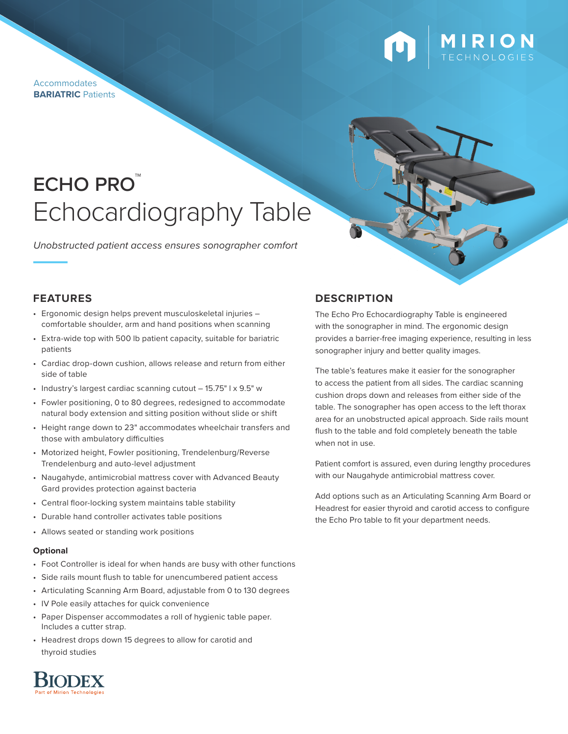Accommodates
**BARIATRIC** Patients

# ECHO PRO™
# Echocardiography Table

*Unobstructed patient access ensures sonographer comfort*

## FEATURES

- Ergonomic design helps prevent musculoskeletal injuries – comfortable shoulder, arm and hand positions when scanning
- Extra-wide top with 500 lb patient capacity, suitable for bariatric patients
- Cardiac drop-down cushion, allows release and return from either side of table
- Industry's largest cardiac scanning cutout – 15.75" l x 9.5" w
- Fowler positioning, 0 to 80 degrees, redesigned to accommodate natural body extension and sitting position without slide or shift
- Height range down to 23" accommodates wheelchair transfers and those with ambulatory difficulties
- Motorized height, Fowler positioning, Trendelenburg/Reverse Trendelenburg and auto-level adjustment
- Naugahyde, antimicrobial mattress cover with Advanced Beauty Gard provides protection against bacteria
- Central floor-locking system maintains table stability
- Durable hand controller activates table positions
- Allows seated or standing work positions

### Optional

- Foot Controller is ideal for when hands are busy with other functions
- Side rails mount flush to table for unencumbered patient access
- Articulating Scanning Arm Board, adjustable from 0 to 130 degrees
- IV Pole easily attaches for quick convenience
- Paper Dispenser accommodates a roll of hygienic table paper. Includes a cutter strap.
- Headrest drops down 15 degrees to allow for carotid and thyroid studies

## DESCRIPTION

The Echo Pro Echocardiography Table is engineered with the sonographer in mind. The ergonomic design provides a barrier-free imaging experience, resulting in less sonographer injury and better quality images.

The table's features make it easier for the sonographer to access the patient from all sides. The cardiac scanning cushion drops down and releases from either side of the table. The sonographer has open access to the left thorax area for an unobstructed apical approach. Side rails mount flush to the table and fold completely beneath the table when not in use.

Patient comfort is assured, even during lengthy procedures with our Naugahyde antimicrobial mattress cover.

Add options such as an Articulating Scanning Arm Board or Headrest for easier thyroid and carotid access to configure the Echo Pro table to fit your department needs.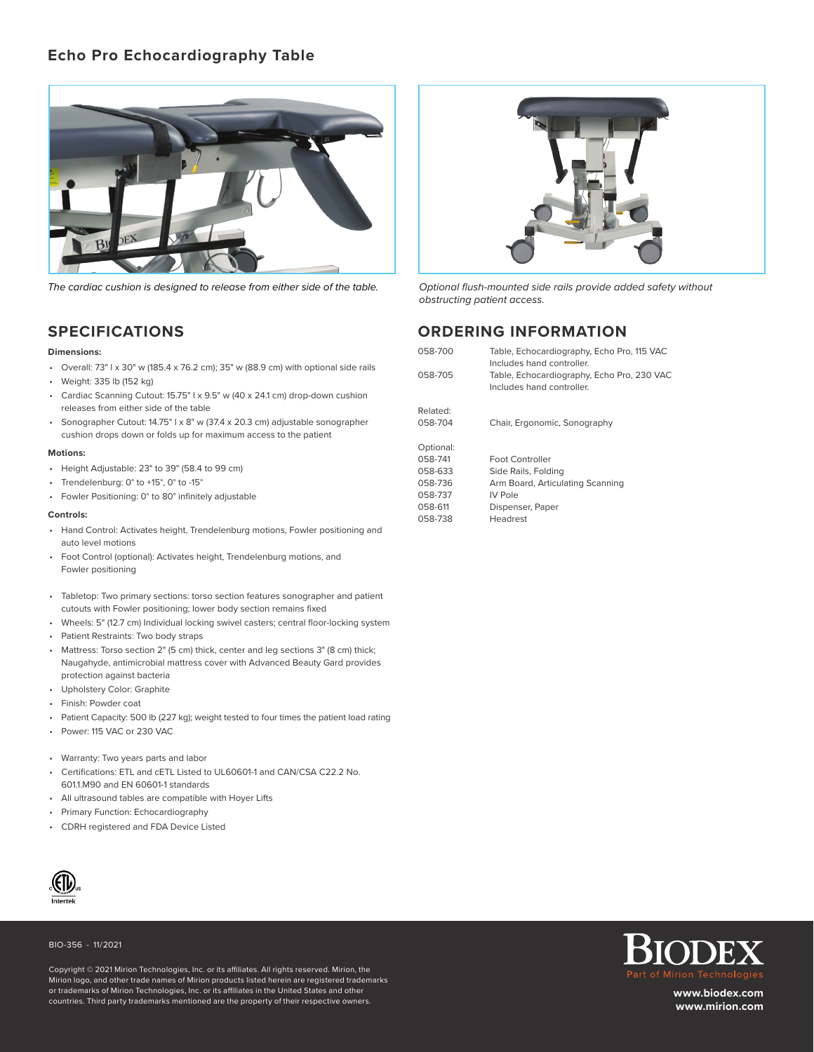## Echo Pro Echocardiography Table

*The cardiac cushion is designed to release from either side of the table.*

*Optional flush-mounted side rails provide added safety without obstructing patient access.*

## SPECIFICATIONS

**Dimensions:**

- Overall: 73" l x 30" w (185.4 x 76.2 cm); 35" w (88.9 cm) with optional side rails
- Weight: 335 lb (152 kg)
- Cardiac Scanning Cutout: 15.75" l x 9.5" w (40 x 24.1 cm) drop-down cushion releases from either side of the table
- Sonographer Cutout: 14.75" l x 8" w (37.4 x 20.3 cm) adjustable sonographer cushion drops down or folds up for maximum access to the patient

**Motions:**

- Height Adjustable: 23" to 39" (58.4 to 99 cm)
- Trendelenburg: 0° to +15°, 0° to -15°
- Fowler Positioning: 0° to 80° infinitely adjustable

**Controls:**

- Hand Control: Activates height, Trendelenburg motions, Fowler positioning and auto level motions
- Foot Control (optional): Activates height, Trendelenburg motions, and Fowler positioning

- Tabletop: Two primary sections: torso section features sonographer and patient cutouts with Fowler positioning; lower body section remains fixed
- Wheels: 5" (12.7 cm) Individual locking swivel casters; central floor-locking system
- Patient Restraints: Two body straps
- Mattress: Torso section 2" (5 cm) thick, center and leg sections 3" (8 cm) thick; Naugahyde, antimicrobial mattress cover with Advanced Beauty Gard provides protection against bacteria
- Upholstery Color: Graphite
- Finish: Powder coat
- Patient Capacity: 500 lb (227 kg); weight tested to four times the patient load rating
- Power: 115 VAC or 230 VAC

- Warranty: Two years parts and labor
- Certifications: ETL and cETL Listed to UL60601-1 and CAN/CSA C22.2 No. 601.1.M90 and EN 60601-1 standards
- All ultrasound tables are compatible with Hoyer Lifts
- Primary Function: Echocardiography
- CDRH registered and FDA Device Listed

## ORDERING INFORMATION

| | |
|---|---|
| 058-700 | Table, Echocardiography, Echo Pro, 115 VAC Includes hand controller. |
| 058-705 | Table, Echocardiography, Echo Pro, 230 VAC Includes hand controller. |
| Related: | |
| 058-704 | Chair, Ergonomic, Sonography |
| Optional: | |
| 058-741 | Foot Controller |
| 058-633 | Side Rails, Folding |
| 058-736 | Arm Board, Articulating Scanning |
| 058-737 | IV Pole |
| 058-611 | Dispenser, Paper |
| 058-738 | Headrest |

Intertek

BIO-356 - 11/2021

Copyright © 2021 Mirion Technologies, Inc. or its affiliates. All rights reserved. Mirion, the Mirion logo, and other trade names of Mirion products listed herein are registered trademarks or trademarks of Mirion Technologies, Inc. or its affiliates in the United States and other countries. Third party trademarks mentioned are the property of their respective owners.

BIODEX
Part of Mirion Technologies

www.biodex.com
www.mirion.com